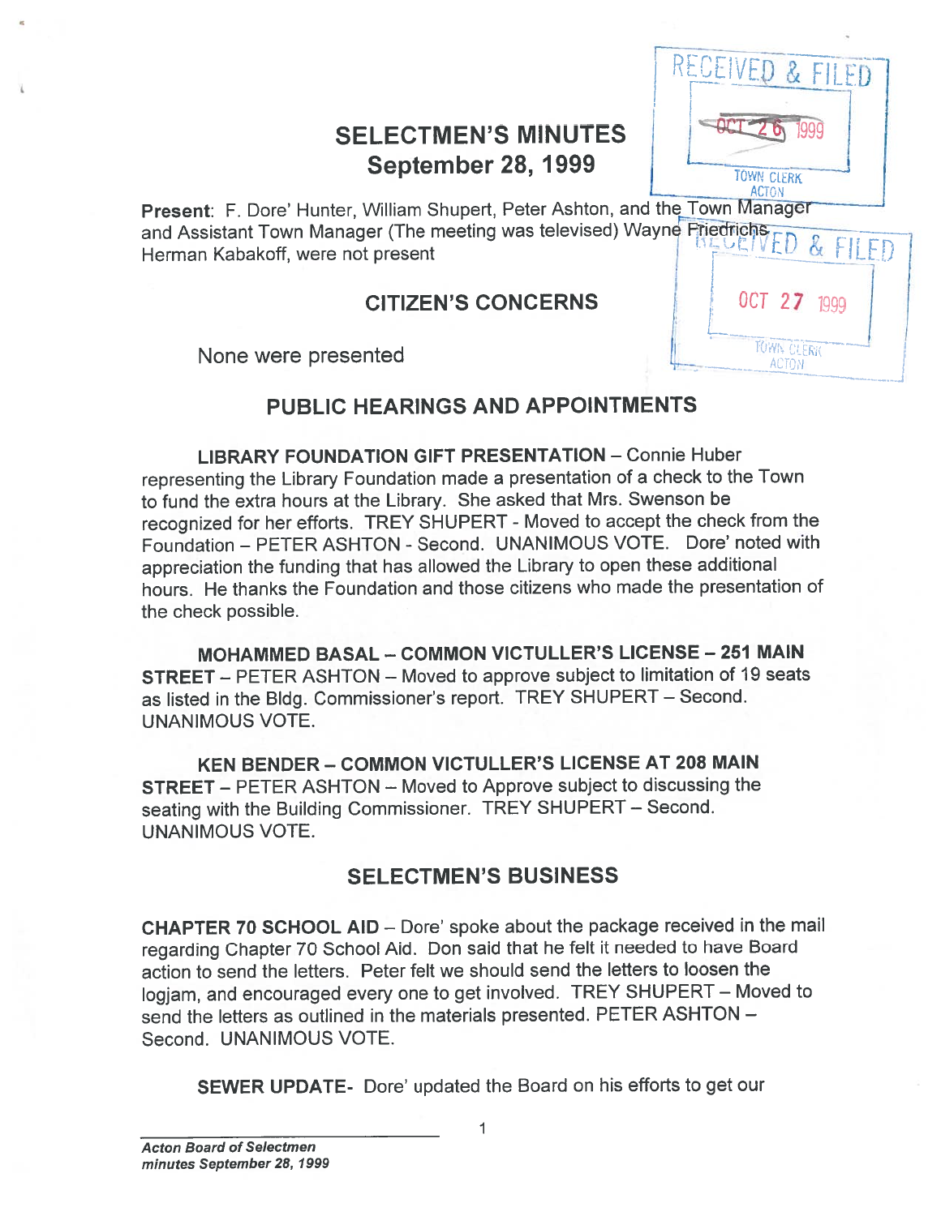# SELECTMEN'S MINUTES
## September 28, 1999

RECEIVED & FILED
OCT 26 1999
TOWN CLERK
ACTON

**Present**: F. Dore' Hunter, William Shupert, Peter Ashton, and the Town Manager and Assistant Town Manager (The meeting was televised) Wayne Friedrichs Herman Kabakoff, were not present

RECEIVED & FILED
OCT 27 1999
TOWN CLERK
ACTON

## CITIZEN'S CONCERNS

None were presented

## PUBLIC HEARINGS AND APPOINTMENTS

**LIBRARY FOUNDATION GIFT PRESENTATION** – Connie Huber representing the Library Foundation made a presentation of a check to the Town to fund the extra hours at the Library. She asked that Mrs. Swenson be recognized for her efforts. TREY SHUPERT - Moved to accept the check from the Foundation – PETER ASHTON - Second. UNANIMOUS VOTE. Dore' noted with appreciation the funding that has allowed the Library to open these additional hours. He thanks the Foundation and those citizens who made the presentation of the check possible.

**MOHAMMED BASAL – COMMON VICTULLER'S LICENSE – 251 MAIN STREET** – PETER ASHTON – Moved to approve subject to limitation of 19 seats as listed in the Bldg. Commissioner's report. TREY SHUPERT – Second. UNANIMOUS VOTE.

**KEN BENDER – COMMON VICTULLER'S LICENSE AT 208 MAIN STREET** – PETER ASHTON – Moved to Approve subject to discussing the seating with the Building Commissioner. TREY SHUPERT – Second. UNANIMOUS VOTE.

## SELECTMEN'S BUSINESS

**CHAPTER 70 SCHOOL AID** – Dore' spoke about the package received in the mail regarding Chapter 70 School Aid. Don said that he felt it needed to have Board action to send the letters. Peter felt we should send the letters to loosen the logjam, and encouraged every one to get involved. TREY SHUPERT – Moved to send the letters as outlined in the materials presented. PETER ASHTON – Second. UNANIMOUS VOTE.

**SEWER UPDATE**- Dore' updated the Board on his efforts to get our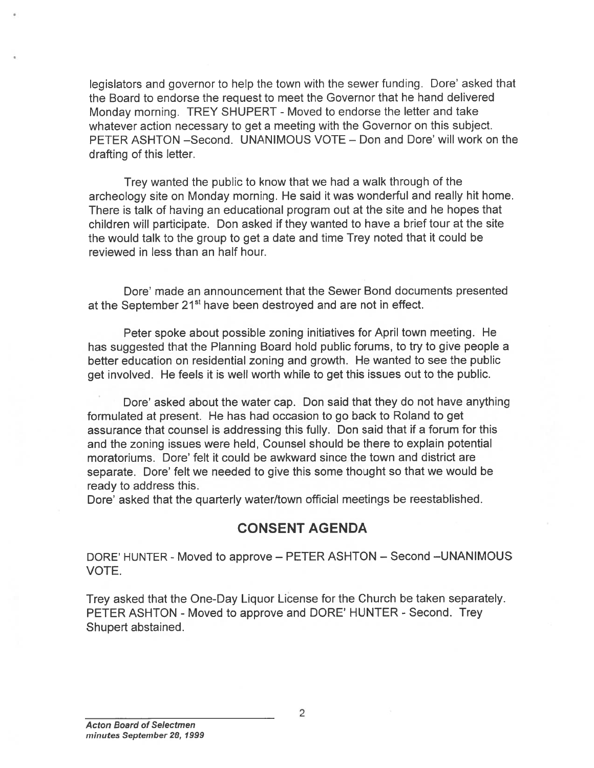legislators and governor to help the town with the sewer funding. Dore' asked that the Board to endorse the request to meet the Governor that he hand delivered Monday morning. TREY SHUPERT - Moved to endorse the letter and take whatever action necessary to get a meeting with the Governor on this subject. PETER ASHTON –Second. UNANIMOUS VOTE – Don and Dore' will work on the drafting of this letter.

Trey wanted the public to know that we had a walk through of the archeology site on Monday morning. He said it was wonderful and really hit home. There is talk of having an educational program out at the site and he hopes that children will participate. Don asked if they wanted to have a brief tour at the site the would talk to the group to get a date and time Trey noted that it could be reviewed in less than an half hour.

Dore' made an announcement that the Sewer Bond documents presented at the September 21st have been destroyed and are not in effect.

Peter spoke about possible zoning initiatives for April town meeting. He has suggested that the Planning Board hold public forums, to try to give people a better education on residential zoning and growth. He wanted to see the public get involved. He feels it is well worth while to get this issues out to the public.

Dore' asked about the water cap. Don said that they do not have anything formulated at present. He has had occasion to go back to Roland to get assurance that counsel is addressing this fully. Don said that if a forum for this and the zoning issues were held, Counsel should be there to explain potential moratoriums. Dore' felt it could be awkward since the town and district are separate. Dore' felt we needed to give this some thought so that we would be ready to address this.
Dore' asked that the quarterly water/town official meetings be reestablished.

## CONSENT AGENDA

DORE' HUNTER - Moved to approve – PETER ASHTON – Second –UNANIMOUS VOTE.

Trey asked that the One-Day Liquor License for the Church be taken separately. PETER ASHTON - Moved to approve and DORE' HUNTER - Second. Trey Shupert abstained.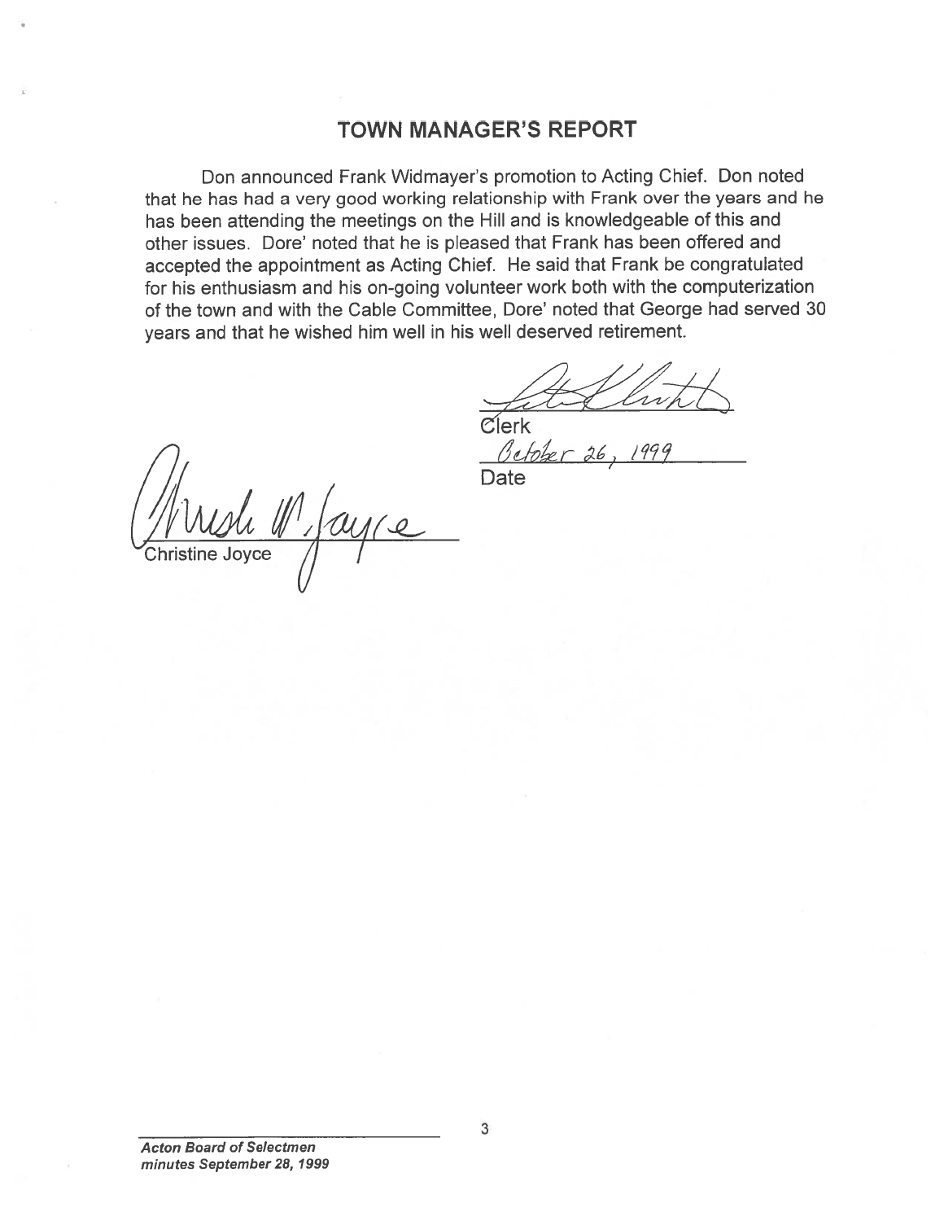## TOWN MANAGER'S REPORT

Don announced Frank Widmayer's promotion to Acting Chief. Don noted that he has had a very good working relationship with Frank over the years and he has been attending the meetings on the Hill and is knowledgeable of this and other issues. Dore' noted that he is pleased that Frank has been offered and accepted the appointment as Acting Chief. He said that Frank be congratulated for his enthusiasm and his on-going volunteer work both with the computerization of the town and with the Cable Committee, Dore' noted that George had served 30 years and that he wished him well in his well deserved retirement.

Clerk

October 26, 1999

Date

Christine Joyce

*Acton Board of Selectmen*
*minutes September 28, 1999*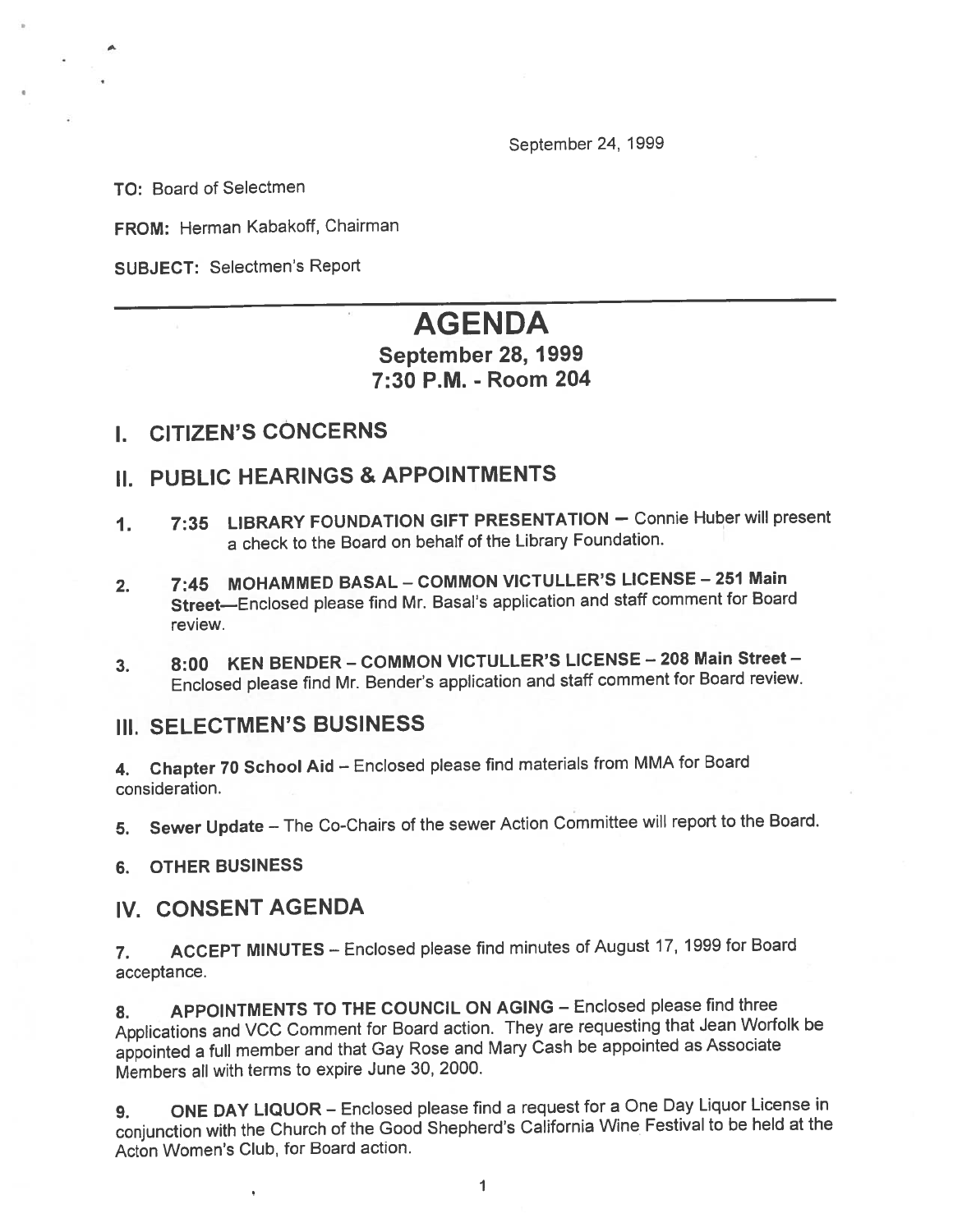September 24, 1999

**TO:** Board of Selectmen

**FROM:** Herman Kabakoff, Chairman

**SUBJECT:** Selectmen's Report

---

# AGENDA

## September 28, 1999
## 7:30 P.M. - Room 204

## I. CITIZEN'S CONCERNS

## II. PUBLIC HEARINGS & APPOINTMENTS

1. **7:35 LIBRARY FOUNDATION GIFT PRESENTATION** – Connie Huber will present a check to the Board on behalf of the Library Foundation.

2. **7:45 MOHAMMED BASAL – COMMON VICTULLER'S LICENSE – 251 Main Street**—Enclosed please find Mr. Basal's application and staff comment for Board review.

3. **8:00 KEN BENDER – COMMON VICTULLER'S LICENSE – 208 Main Street** – Enclosed please find Mr. Bender's application and staff comment for Board review.

## III. SELECTMEN'S BUSINESS

4. **Chapter 70 School Aid** – Enclosed please find materials from MMA for Board consideration.

5. **Sewer Update** – The Co-Chairs of the sewer Action Committee will report to the Board.

6. **OTHER BUSINESS**

## IV. CONSENT AGENDA

7. **ACCEPT MINUTES** – Enclosed please find minutes of August 17, 1999 for Board acceptance.

8. **APPOINTMENTS TO THE COUNCIL ON AGING** – Enclosed please find three Applications and VCC Comment for Board action. They are requesting that Jean Worfolk be appointed a full member and that Gay Rose and Mary Cash be appointed as Associate Members all with terms to expire June 30, 2000.

9. **ONE DAY LIQUOR** – Enclosed please find a request for a One Day Liquor License in conjunction with the Church of the Good Shepherd's California Wine Festival to be held at the Acton Women's Club, for Board action.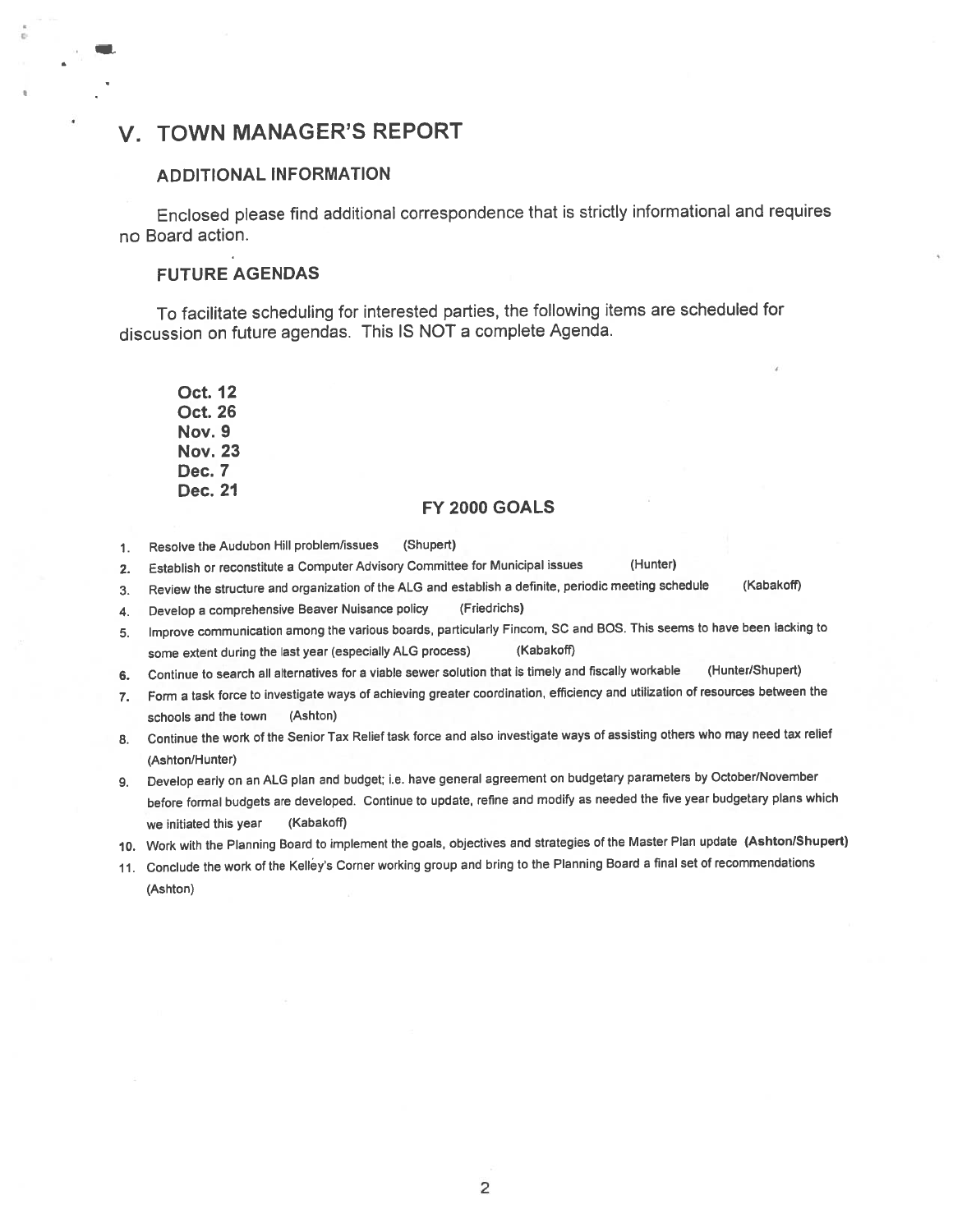## V. TOWN MANAGER'S REPORT

### ADDITIONAL INFORMATION

Enclosed please find additional correspondence that is strictly informational and requires no Board action.

### FUTURE AGENDAS

To facilitate scheduling for interested parties, the following items are scheduled for discussion on future agendas. This IS NOT a complete Agenda.

**Oct. 12**
**Oct. 26**
**Nov. 9**
**Nov. 23**
**Dec. 7**
**Dec. 21**

### FY 2000 GOALS

1. Resolve the Audubon Hill problem/issues (Shupert)
2. Establish or reconstitute a Computer Advisory Committee for Municipal issues (Hunter)
3. Review the structure and organization of the ALG and establish a definite, periodic meeting schedule (Kabakoff)
4. Develop a comprehensive Beaver Nuisance policy (Friedrichs)
5. Improve communication among the various boards, particularly Fincom, SC and BOS. This seems to have been lacking to some extent during the last year (especially ALG process) (Kabakoff)
6. Continue to search all alternatives for a viable sewer solution that is timely and fiscally workable (Hunter/Shupert)
7. Form a task force to investigate ways of achieving greater coordination, efficiency and utilization of resources between the schools and the town (Ashton)
8. Continue the work of the Senior Tax Relief task force and also investigate ways of assisting others who may need tax relief (Ashton/Hunter)
9. Develop early on an ALG plan and budget; i.e. have general agreement on budgetary parameters by October/November before formal budgets are developed. Continue to update, refine and modify as needed the five year budgetary plans which we initiated this year (Kabakoff)
10. Work with the Planning Board to implement the goals, objectives and strategies of the Master Plan update **(Ashton/Shupert)**
11. Conclude the work of the Kelley's Corner working group and bring to the Planning Board a final set of recommendations (Ashton)